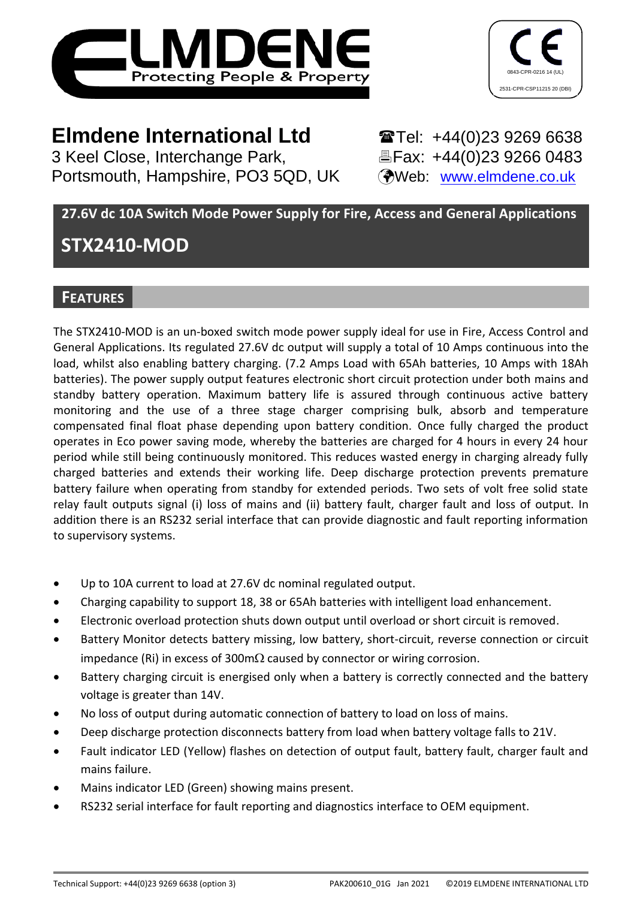ELMDENE
Protecting People & Property

CE
0843-CPR-0216 14 (UL)
2531-CPR-CSP11215 20 (DBI)

**Elmdene International Ltd**
3 Keel Close, Interchange Park,
Portsmouth, Hampshire, PO3 5QD, UK

Tel: +44(0)23 9269 6638
Fax: +44(0)23 9266 0483
Web: www.elmdene.co.uk

## 27.6V dc 10A Switch Mode Power Supply for Fire, Access and General Applications

# STX2410-MOD

## FEATURES

The STX2410-MOD is an un-boxed switch mode power supply ideal for use in Fire, Access Control and General Applications. Its regulated 27.6V dc output will supply a total of 10 Amps continuous into the load, whilst also enabling battery charging. (7.2 Amps Load with 65Ah batteries, 10 Amps with 18Ah batteries). The power supply output features electronic short circuit protection under both mains and standby battery operation. Maximum battery life is assured through continuous active battery monitoring and the use of a three stage charger comprising bulk, absorb and temperature compensated final float phase depending upon battery condition. Once fully charged the product operates in Eco power saving mode, whereby the batteries are charged for 4 hours in every 24 hour period while still being continuously monitored. This reduces wasted energy in charging already fully charged batteries and extends their working life. Deep discharge protection prevents premature battery failure when operating from standby for extended periods. Two sets of volt free solid state relay fault outputs signal (i) loss of mains and (ii) battery fault, charger fault and loss of output. In addition there is an RS232 serial interface that can provide diagnostic and fault reporting information to supervisory systems.

- Up to 10A current to load at 27.6V dc nominal regulated output.
- Charging capability to support 18, 38 or 65Ah batteries with intelligent load enhancement.
- Electronic overload protection shuts down output until overload or short circuit is removed.
- Battery Monitor detects battery missing, low battery, short-circuit, reverse connection or circuit impedance (Ri) in excess of 300mΩ caused by connector or wiring corrosion.
- Battery charging circuit is energised only when a battery is correctly connected and the battery voltage is greater than 14V.
- No loss of output during automatic connection of battery to load on loss of mains.
- Deep discharge protection disconnects battery from load when battery voltage falls to 21V.
- Fault indicator LED (Yellow) flashes on detection of output fault, battery fault, charger fault and mains failure.
- Mains indicator LED (Green) showing mains present.
- RS232 serial interface for fault reporting and diagnostics interface to OEM equipment.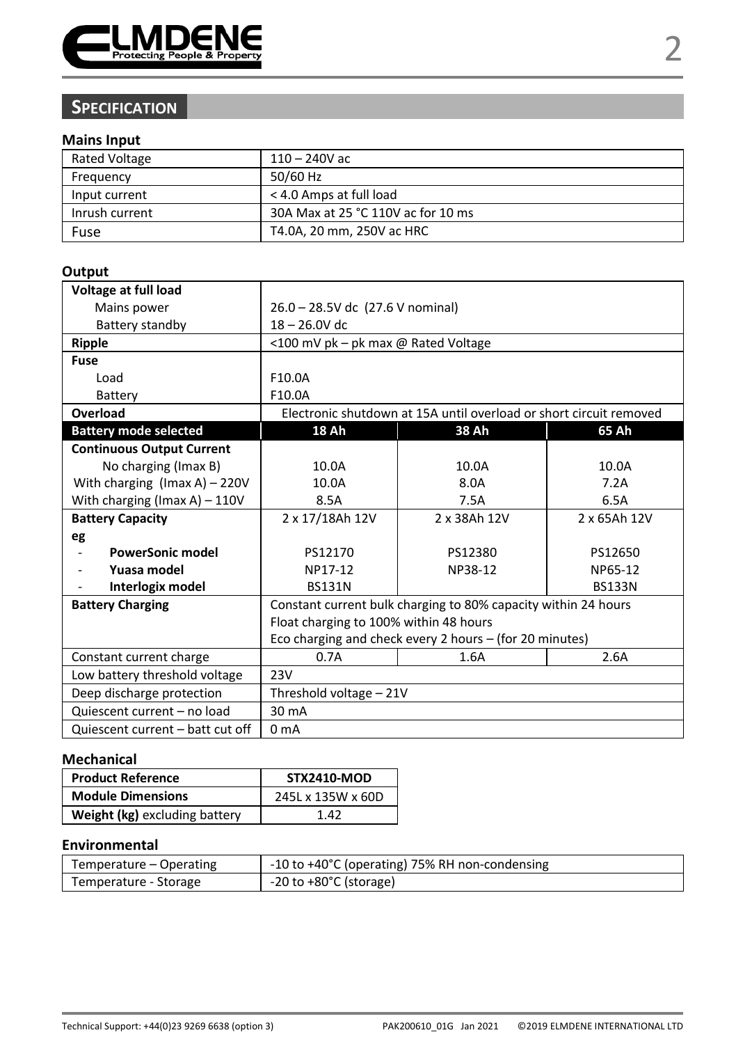## SPECIFICATION

### Mains Input

| | |
|---|---|
| Rated Voltage | 110 – 240V ac |
| Frequency | 50/60 Hz |
| Input current | < 4.0 Amps at full load |
| Inrush current | 30A Max at 25 °C 110V ac for 10 ms |
| Fuse | T4.0A, 20 mm, 250V ac HRC |

### Output

| | | | |
|---|---|---|---|
| **Voltage at full load** | | | |
| Mains power | 26.0 – 28.5V dc (27.6 V nominal) | | |
| Battery standby | 18 – 26.0V dc | | |
| **Ripple** | <100 mV pk – pk max @ Rated Voltage | | |
| **Fuse** | | | |
| Load | F10.0A | | |
| Battery | F10.0A | | |
| **Overload** | Electronic shutdown at 15A until overload or short circuit removed | | |
| **Battery mode selected** | **18 Ah** | **38 Ah** | **65 Ah** |
| **Continuous Output Current** | | | |
| No charging (Imax B) | 10.0A | 10.0A | 10.0A |
| With charging (Imax A) – 220V | 10.0A | 8.0A | 7.2A |
| With charging (Imax A) – 110V | 8.5A | 7.5A | 6.5A |
| **Battery Capacity** | 2 x 17/18Ah 12V | 2 x 38Ah 12V | 2 x 65Ah 12V |
| **eg** | | | |
| - **PowerSonic model** | PS12170 | PS12380 | PS12650 |
| - **Yuasa model** | NP17-12 | NP38-12 | NP65-12 |
| - **Interlogix model** | BS131N | | BS133N |
| **Battery Charging** | Constant current bulk charging to 80% capacity within 24 hours<br>Float charging to 100% within 48 hours<br>Eco charging and check every 2 hours – (for 20 minutes) | | |
| Constant current charge | 0.7A | 1.6A | 2.6A |
| Low battery threshold voltage | 23V | | |
| Deep discharge protection | Threshold voltage – 21V | | |
| Quiescent current – no load | 30 mA | | |
| Quiescent current – batt cut off | 0 mA | | |

### Mechanical

| | |
|---|---|
| **Product Reference** | **STX2410-MOD** |
| **Module Dimensions** | 245L x 135W x 60D |
| **Weight (kg)** excluding battery | 1.42 |

### Environmental

| | |
|---|---|
| Temperature – Operating | -10 to +40°C (operating) 75% RH non-condensing |
| Temperature - Storage | -20 to +80°C (storage) |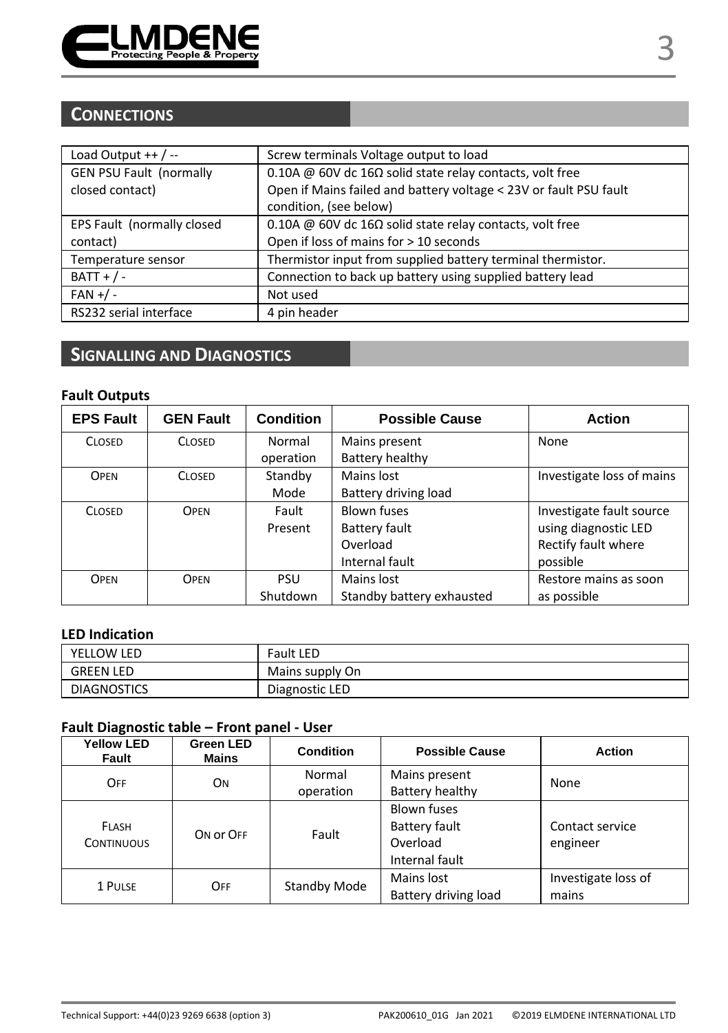## CONNECTIONS

| Load Output ++ / -- | Screw terminals Voltage output to load |
|---|---|
| GEN PSU Fault (normally closed contact) | 0.10A @ 60V dc 16Ω solid state relay contacts, volt free<br>Open if Mains failed and battery voltage < 23V or fault PSU fault condition, (see below) |
| EPS Fault (normally closed contact) | 0.10A @ 60V dc 16Ω solid state relay contacts, volt free<br>Open if loss of mains for > 10 seconds |
| Temperature sensor | Thermistor input from supplied battery terminal thermistor. |
| BATT + / - | Connection to back up battery using supplied battery lead |
| FAN +/ - | Not used |
| RS232 serial interface | 4 pin header |

## SIGNALLING AND DIAGNOSTICS

### Fault Outputs

| EPS Fault | GEN Fault | Condition | Possible Cause | Action |
|---|---|---|---|---|
| CLOSED | CLOSED | Normal operation | Mains present<br>Battery healthy | None |
| OPEN | CLOSED | Standby Mode | Mains lost<br>Battery driving load | Investigate loss of mains |
| CLOSED | OPEN | Fault Present | Blown fuses<br>Battery fault<br>Overload<br>Internal fault | Investigate fault source using diagnostic LED<br>Rectify fault where possible |
| OPEN | OPEN | PSU Shutdown | Mains lost<br>Standby battery exhausted | Restore mains as soon as possible |

### LED Indication

| YELLOW LED | Fault LED |
|---|---|
| GREEN LED | Mains supply On |
| DIAGNOSTICS | Diagnostic LED |

### Fault Diagnostic table – Front panel - User

| Yellow LED Fault | Green LED Mains | Condition | Possible Cause | Action |
|---|---|---|---|---|
| OFF | ON | Normal operation | Mains present<br>Battery healthy | None |
| FLASH CONTINUOUS | ON or OFF | Fault | Blown fuses<br>Battery fault<br>Overload<br>Internal fault | Contact service engineer |
| 1 PULSE | OFF | Standby Mode | Mains lost<br>Battery driving load | Investigate loss of mains |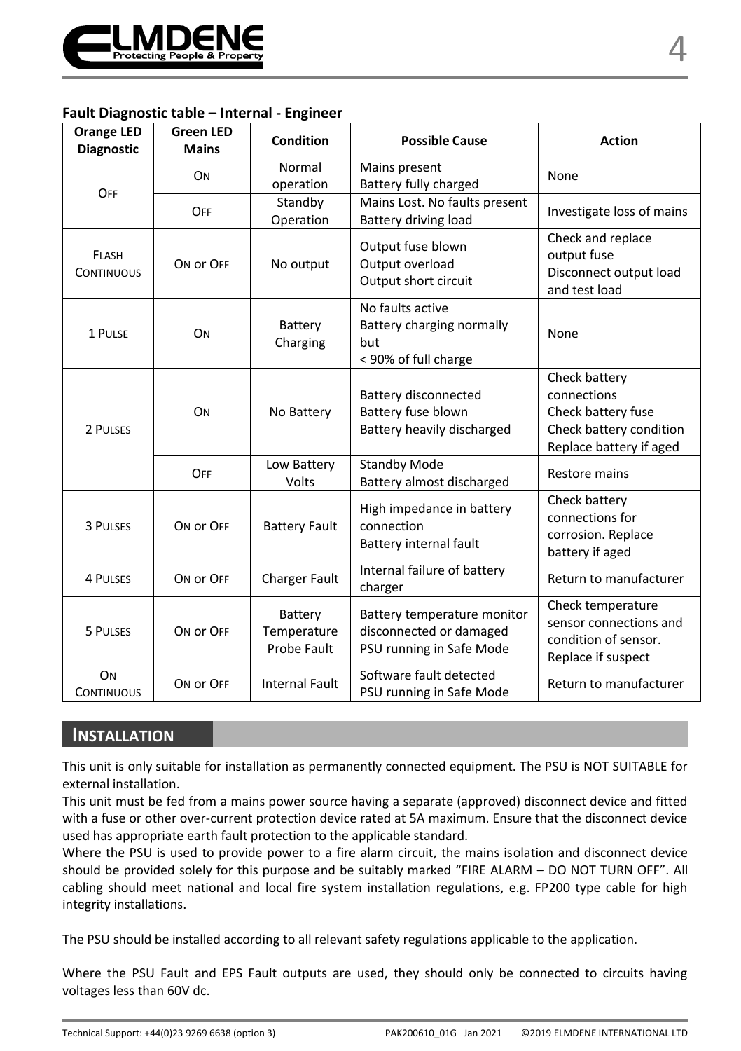### Fault Diagnostic table – Internal - Engineer

| Orange LED Diagnostic | Green LED Mains | Condition | Possible Cause | Action |
|---|---|---|---|---|
| OFF | ON | Normal operation | Mains present<br>Battery fully charged | None |
| | OFF | Standby Operation | Mains Lost. No faults present<br>Battery driving load | Investigate loss of mains |
| FLASH CONTINUOUS | ON or OFF | No output | Output fuse blown<br>Output overload<br>Output short circuit | Check and replace output fuse<br>Disconnect output load and test load |
| 1 PULSE | ON | Battery Charging | No faults active<br>Battery charging normally but<br>< 90% of full charge | None |
| 2 PULSES | ON | No Battery | Battery disconnected<br>Battery fuse blown<br>Battery heavily discharged | Check battery connections<br>Check battery fuse<br>Check battery condition<br>Replace battery if aged |
| | OFF | Low Battery Volts | Standby Mode<br>Battery almost discharged | Restore mains |
| 3 PULSES | ON or OFF | Battery Fault | High impedance in battery connection<br>Battery internal fault | Check battery connections for corrosion. Replace battery if aged |
| 4 PULSES | ON or OFF | Charger Fault | Internal failure of battery charger | Return to manufacturer |
| 5 PULSES | ON or OFF | Battery Temperature Probe Fault | Battery temperature monitor disconnected or damaged<br>PSU running in Safe Mode | Check temperature sensor connections and condition of sensor.<br>Replace if suspect |
| ON CONTINUOUS | ON or OFF | Internal Fault | Software fault detected<br>PSU running in Safe Mode | Return to manufacturer |

## INSTALLATION

This unit is only suitable for installation as permanently connected equipment. The PSU is NOT SUITABLE for external installation.

This unit must be fed from a mains power source having a separate (approved) disconnect device and fitted with a fuse or other over-current protection device rated at 5A maximum. Ensure that the disconnect device used has appropriate earth fault protection to the applicable standard.

Where the PSU is used to provide power to a fire alarm circuit, the mains isolation and disconnect device should be provided solely for this purpose and be suitably marked "FIRE ALARM – DO NOT TURN OFF". All cabling should meet national and local fire system installation regulations, e.g. FP200 type cable for high integrity installations.

The PSU should be installed according to all relevant safety regulations applicable to the application.

Where the PSU Fault and EPS Fault outputs are used, they should only be connected to circuits having voltages less than 60V dc.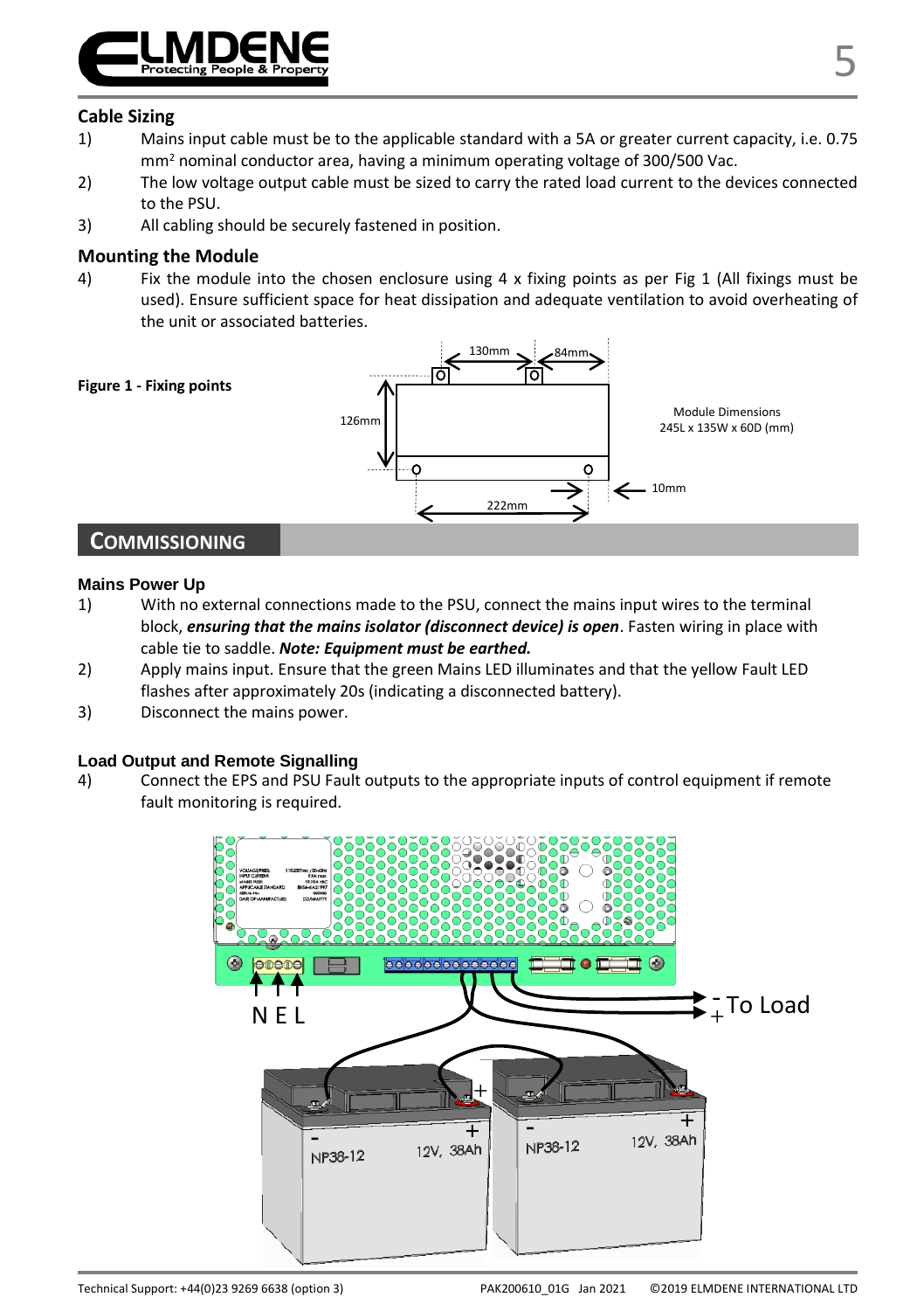### Cable Sizing

1) Mains input cable must be to the applicable standard with a 5A or greater current capacity, i.e. 0.75 $mm^2$ nominal conductor area, having a minimum operating voltage of 300/500 Vac.
2) The low voltage output cable must be sized to carry the rated load current to the devices connected to the PSU.
3) All cabling should be securely fastened in position.

### Mounting the Module

4) Fix the module into the chosen enclosure using 4 x fixing points as per Fig 1 (All fixings must be used). Ensure sufficient space for heat dissipation and adequate ventilation to avoid overheating of the unit or associated batteries.

**Figure 1 - Fixing points**

130mm, 84mm, 126mm, 222mm, 10mm

Module Dimensions 245L x 135W x 60D (mm)

## Commissioning

### Mains Power Up

1) With no external connections made to the PSU, connect the mains input wires to the terminal block, ***ensuring that the mains isolator (disconnect device) is open***. Fasten wiring in place with cable tie to saddle. ***Note: Equipment must be earthed.***
2) Apply mains input. Ensure that the green Mains LED illuminates and that the yellow Fault LED flashes after approximately 20s (indicating a disconnected battery).
3) Disconnect the mains power.

### Load Output and Remote Signalling

4) Connect the EPS and PSU Fault outputs to the appropriate inputs of control equipment if remote fault monitoring is required.

N E L

- + To Load

NP38-12 12V, 38Ah

NP38-12 12V, 38Ah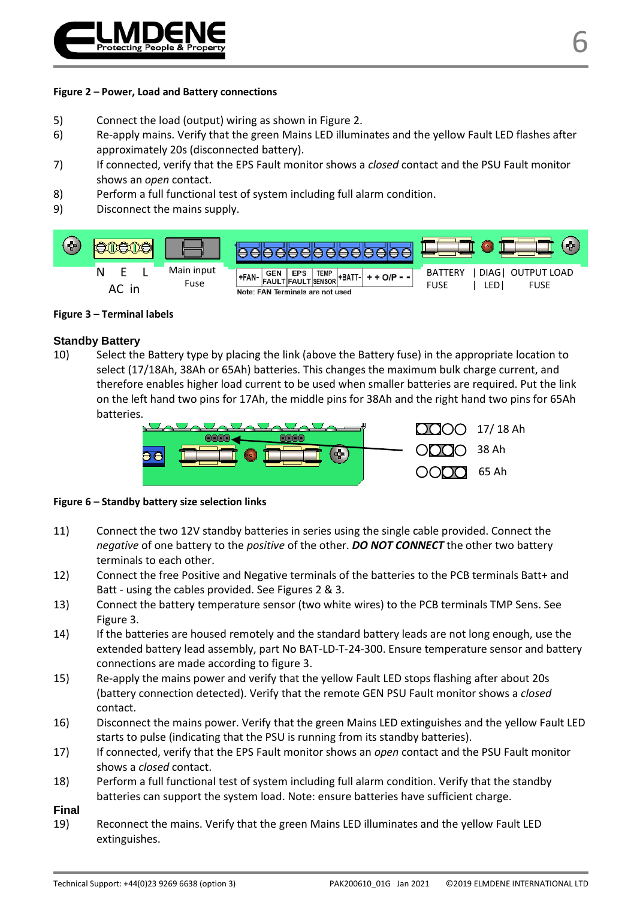**Figure 2 – Power, Load and Battery connections**

5) Connect the load (output) wiring as shown in Figure 2.
6) Re-apply mains. Verify that the green Mains LED illuminates and the yellow Fault LED flashes after approximately 20s (disconnected battery).
7) If connected, verify that the EPS Fault monitor shows a *closed* contact and the PSU Fault monitor shows an *open* contact.
8) Perform a full functional test of system including full alarm condition.
9) Disconnect the mains supply.

N E L
AC in

Main input Fuse

+FAN- GEN FAULT EPS FAULT TEMP SENSOR +BATT- + + O/P - -

Note: FAN Terminals are not used

BATTERY FUSE | DIAG LED | OUTPUT LOAD FUSE

**Figure 3 – Terminal labels**

## Standby Battery

10) Select the Battery type by placing the link (above the Battery fuse) in the appropriate location to select (17/18Ah, 38Ah or 65Ah) batteries. This changes the maximum bulk charge current, and therefore enables higher load current to be used when smaller batteries are required. Put the link on the left hand two pins for 17Ah, the middle pins for 38Ah and the right hand two pins for 65Ah batteries.

17/ 18 Ah
38 Ah
65 Ah

**Figure 6 – Standby battery size selection links**

11) Connect the two 12V standby batteries in series using the single cable provided. Connect the *negative* of one battery to the *positive* of the other. ***DO NOT CONNECT*** the other two battery terminals to each other.
12) Connect the free Positive and Negative terminals of the batteries to the PCB terminals Batt+ and Batt - using the cables provided. See Figures 2 & 3.
13) Connect the battery temperature sensor (two white wires) to the PCB terminals TMP Sens. See Figure 3.
14) If the batteries are housed remotely and the standard battery leads are not long enough, use the extended battery lead assembly, part No BAT-LD-T-24-300. Ensure temperature sensor and battery connections are made according to figure 3.
15) Re-apply the mains power and verify that the yellow Fault LED stops flashing after about 20s (battery connection detected). Verify that the remote GEN PSU Fault monitor shows a *closed* contact.
16) Disconnect the mains power. Verify that the green Mains LED extinguishes and the yellow Fault LED starts to pulse (indicating that the PSU is running from its standby batteries).
17) If connected, verify that the EPS Fault monitor shows an *open* contact and the PSU Fault monitor shows a *closed* contact.
18) Perform a full functional test of system including full alarm condition. Verify that the standby batteries can support the system load. Note: ensure batteries have sufficient charge.

## Final

19) Reconnect the mains. Verify that the green Mains LED illuminates and the yellow Fault LED extinguishes.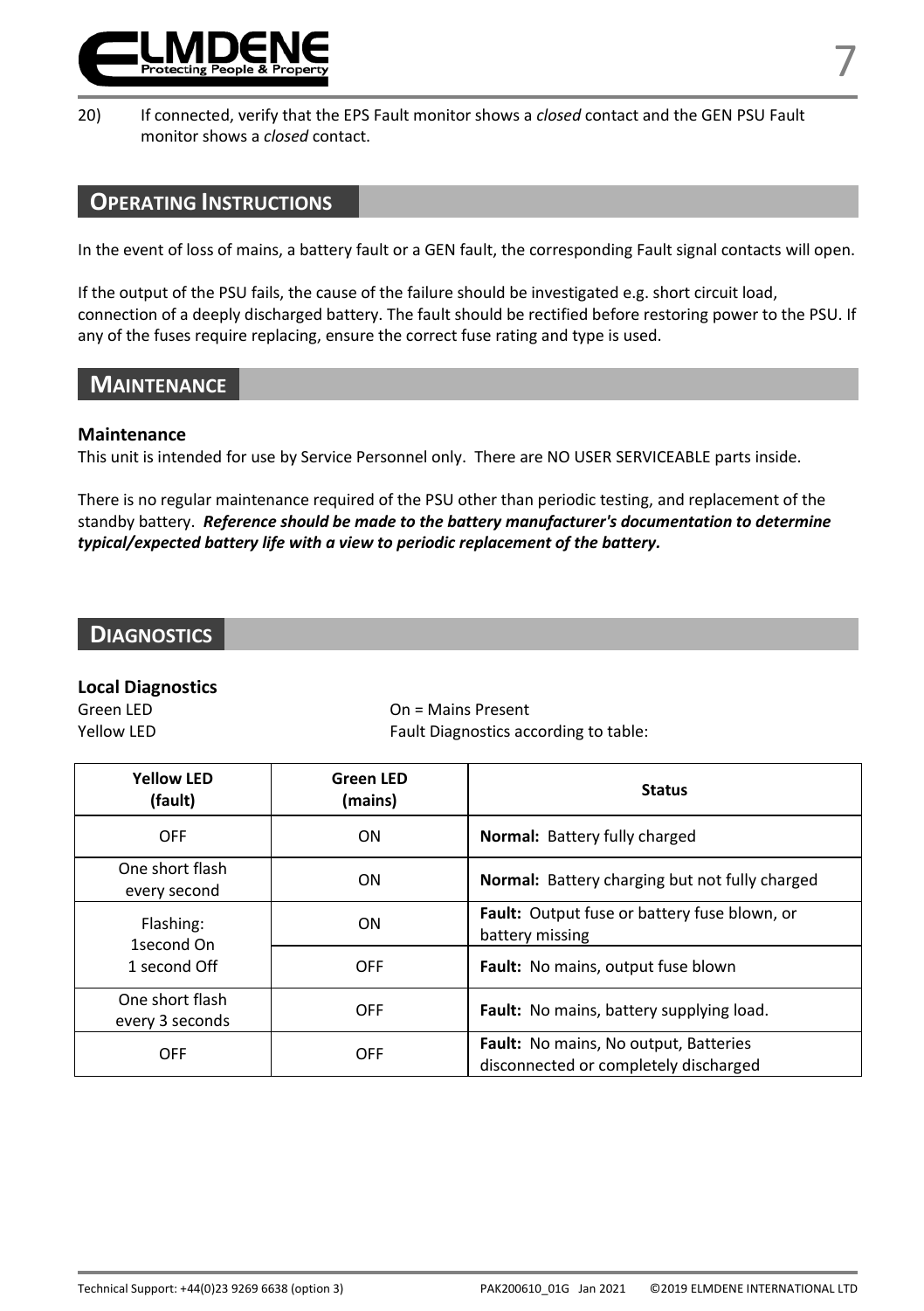20) If connected, verify that the EPS Fault monitor shows a *closed* contact and the GEN PSU Fault monitor shows a *closed* contact.

## OPERATING INSTRUCTIONS

In the event of loss of mains, a battery fault or a GEN fault, the corresponding Fault signal contacts will open.

If the output of the PSU fails, the cause of the failure should be investigated e.g. short circuit load, connection of a deeply discharged battery. The fault should be rectified before restoring power to the PSU. If any of the fuses require replacing, ensure the correct fuse rating and type is used.

## MAINTENANCE

### Maintenance

This unit is intended for use by Service Personnel only. There are NO USER SERVICEABLE parts inside.

There is no regular maintenance required of the PSU other than periodic testing, and replacement of the standby battery. ***Reference should be made to the battery manufacturer's documentation to determine typical/expected battery life with a view to periodic replacement of the battery.***

## DIAGNOSTICS

### Local Diagnostics

Green LED — On = Mains Present

Yellow LED — Fault Diagnostics according to table:

| Yellow LED (fault) | Green LED (mains) | Status |
|---|---|---|
| OFF | ON | **Normal:** Battery fully charged |
| One short flash every second | ON | **Normal:** Battery charging but not fully charged |
| Flashing: 1second On 1 second Off | ON | **Fault:** Output fuse or battery fuse blown, or battery missing |
| | OFF | **Fault:** No mains, output fuse blown |
| One short flash every 3 seconds | OFF | **Fault:** No mains, battery supplying load. |
| OFF | OFF | **Fault:** No mains, No output, Batteries disconnected or completely discharged |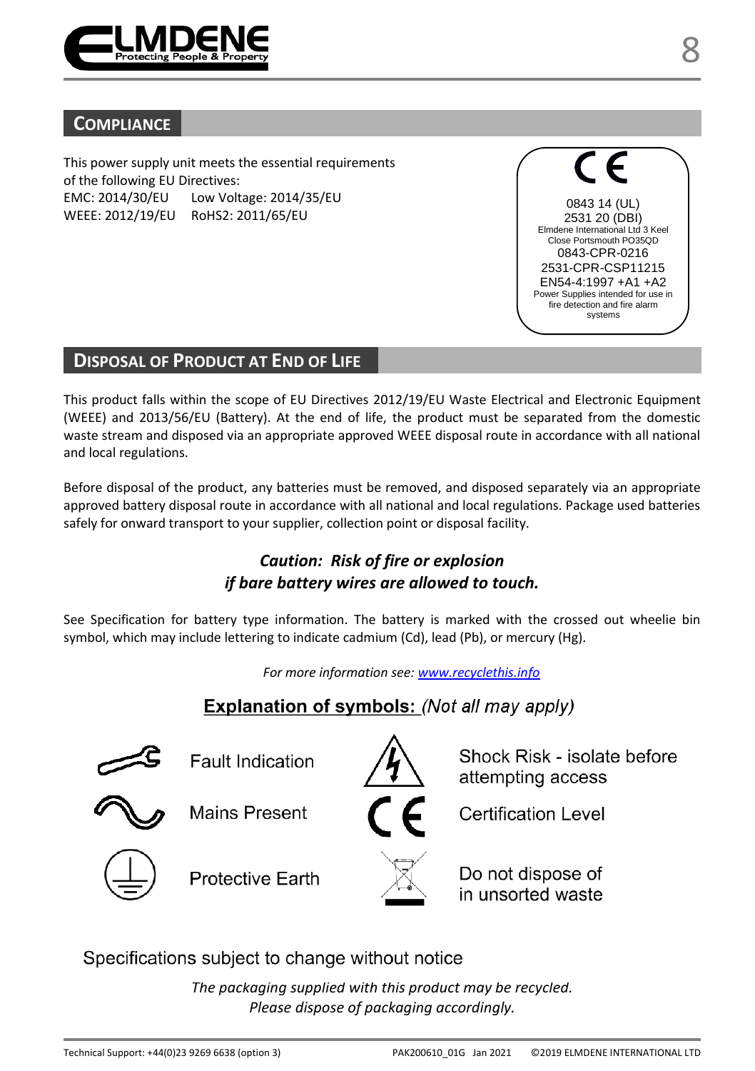## COMPLIANCE

This power supply unit meets the essential requirements of the following EU Directives:
EMC: 2014/30/EU Low Voltage: 2014/35/EU
WEEE: 2012/19/EU RoHS2: 2011/65/EU

CE
0843 14 (UL)
2531 20 (DBI)
Elmdene International Ltd 3 Keel Close Portsmouth PO35QD
0843-CPR-0216
2531-CPR-CSP11215
EN54-4:1997 +A1 +A2
Power Supplies intended for use in fire detection and fire alarm systems

## DISPOSAL OF PRODUCT AT END OF LIFE

This product falls within the scope of EU Directives 2012/19/EU Waste Electrical and Electronic Equipment (WEEE) and 2013/56/EU (Battery). At the end of life, the product must be separated from the domestic waste stream and disposed via an appropriate approved WEEE disposal route in accordance with all national and local regulations.

Before disposal of the product, any batteries must be removed, and disposed separately via an appropriate approved battery disposal route in accordance with all national and local regulations. Package used batteries safely for onward transport to your supplier, collection point or disposal facility.

***Caution: Risk of fire or explosion if bare battery wires are allowed to touch.***

See Specification for battery type information. The battery is marked with the crossed out wheelie bin symbol, which may include lettering to indicate cadmium (Cd), lead (Pb), or mercury (Hg).

*For more information see: www.recyclethis.info*

**Explanation of symbols:** *(Not all may apply)*

Fault Indication

Shock Risk - isolate before attempting access

Mains Present

Certification Level

Protective Earth

Do not dispose of in unsorted waste

Specifications subject to change without notice

*The packaging supplied with this product may be recycled. Please dispose of packaging accordingly.*

Technical Support: +44(0)23 9269 6638 (option 3) PAK200610_01G Jan 2021 ©2019 ELMDENE INTERNATIONAL LTD